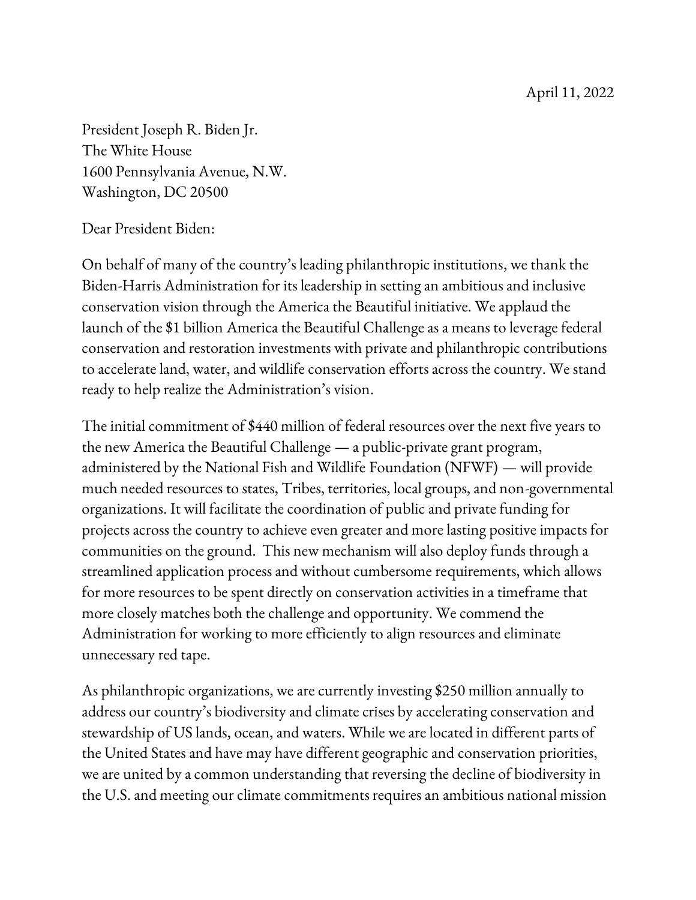April 11, 2022

President Joseph R. Biden Jr.
The White House
1600 Pennsylvania Avenue, N.W.
Washington, DC 20500

Dear President Biden:

On behalf of many of the country's leading philanthropic institutions, we thank the Biden-Harris Administration for its leadership in setting an ambitious and inclusive conservation vision through the America the Beautiful initiative. We applaud the launch of the $1 billion America the Beautiful Challenge as a means to leverage federal conservation and restoration investments with private and philanthropic contributions to accelerate land, water, and wildlife conservation efforts across the country. We stand ready to help realize the Administration's vision.

The initial commitment of $440 million of federal resources over the next five years to the new America the Beautiful Challenge — a public-private grant program, administered by the National Fish and Wildlife Foundation (NFWF) — will provide much needed resources to states, Tribes, territories, local groups, and non-governmental organizations. It will facilitate the coordination of public and private funding for projects across the country to achieve even greater and more lasting positive impacts for communities on the ground. This new mechanism will also deploy funds through a streamlined application process and without cumbersome requirements, which allows for more resources to be spent directly on conservation activities in a timeframe that more closely matches both the challenge and opportunity. We commend the Administration for working to more efficiently to align resources and eliminate unnecessary red tape.

As philanthropic organizations, we are currently investing $250 million annually to address our country's biodiversity and climate crises by accelerating conservation and stewardship of US lands, ocean, and waters. While we are located in different parts of the United States and have may have different geographic and conservation priorities, we are united by a common understanding that reversing the decline of biodiversity in the U.S. and meeting our climate commitments requires an ambitious national mission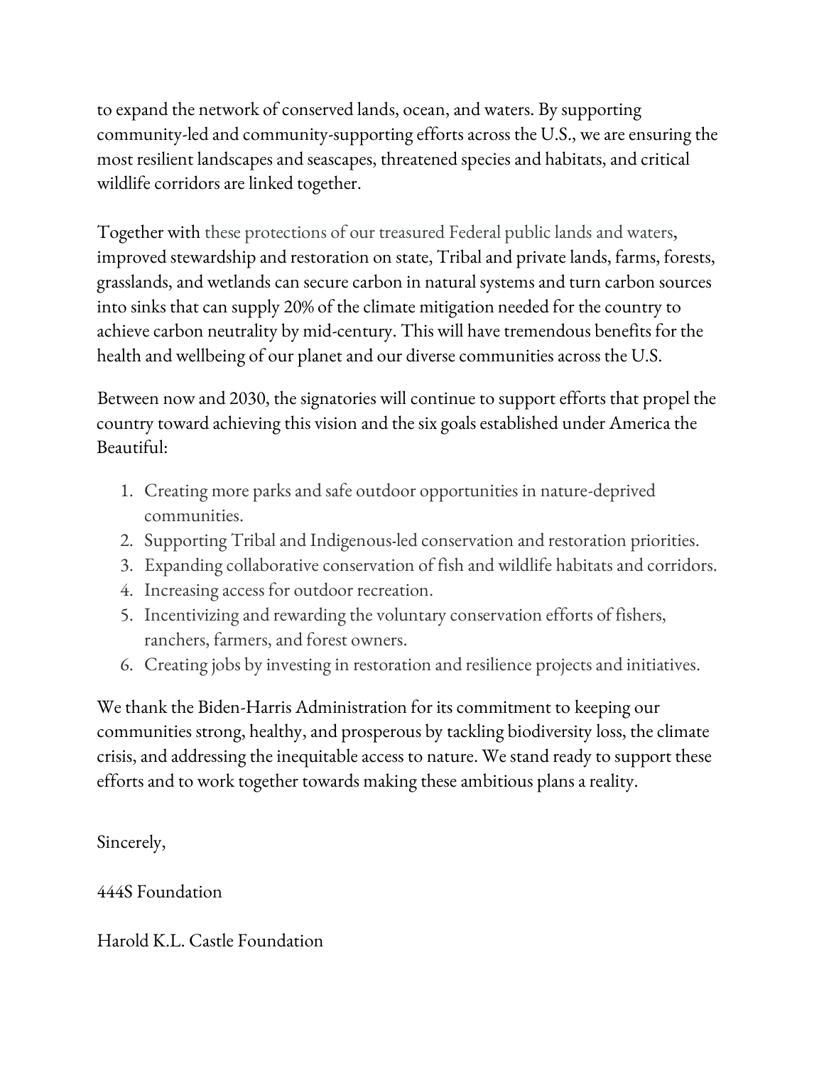to expand the network of conserved lands, ocean, and waters. By supporting community-led and community-supporting efforts across the U.S., we are ensuring the most resilient landscapes and seascapes, threatened species and habitats, and critical wildlife corridors are linked together.

Together with these protections of our treasured Federal public lands and waters, improved stewardship and restoration on state, Tribal and private lands, farms, forests, grasslands, and wetlands can secure carbon in natural systems and turn carbon sources into sinks that can supply 20% of the climate mitigation needed for the country to achieve carbon neutrality by mid-century. This will have tremendous benefits for the health and wellbeing of our planet and our diverse communities across the U.S.

Between now and 2030, the signatories will continue to support efforts that propel the country toward achieving this vision and the six goals established under America the Beautiful:

1. Creating more parks and safe outdoor opportunities in nature-deprived communities.
2. Supporting Tribal and Indigenous-led conservation and restoration priorities.
3. Expanding collaborative conservation of fish and wildlife habitats and corridors.
4. Increasing access for outdoor recreation.
5. Incentivizing and rewarding the voluntary conservation efforts of fishers, ranchers, farmers, and forest owners.
6. Creating jobs by investing in restoration and resilience projects and initiatives.

We thank the Biden-Harris Administration for its commitment to keeping our communities strong, healthy, and prosperous by tackling biodiversity loss, the climate crisis, and addressing the inequitable access to nature. We stand ready to support these efforts and to work together towards making these ambitious plans a reality.

Sincerely,

444S Foundation

Harold K.L. Castle Foundation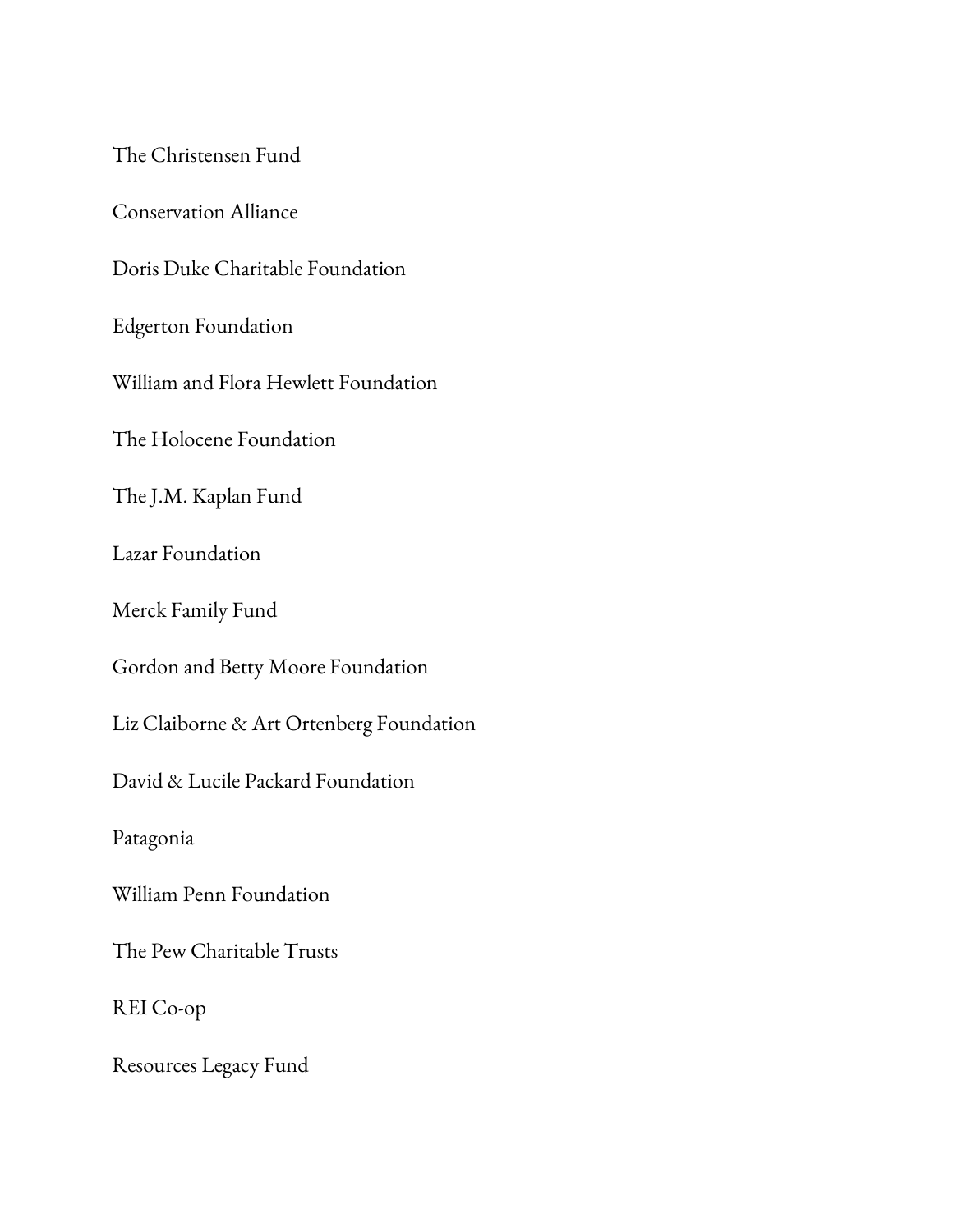The Christensen Fund

Conservation Alliance

Doris Duke Charitable Foundation

Edgerton Foundation

William and Flora Hewlett Foundation

The Holocene Foundation

The J.M. Kaplan Fund

Lazar Foundation

Merck Family Fund

Gordon and Betty Moore Foundation

Liz Claiborne & Art Ortenberg Foundation

David & Lucile Packard Foundation

Patagonia

William Penn Foundation

The Pew Charitable Trusts

REI Co-op

Resources Legacy Fund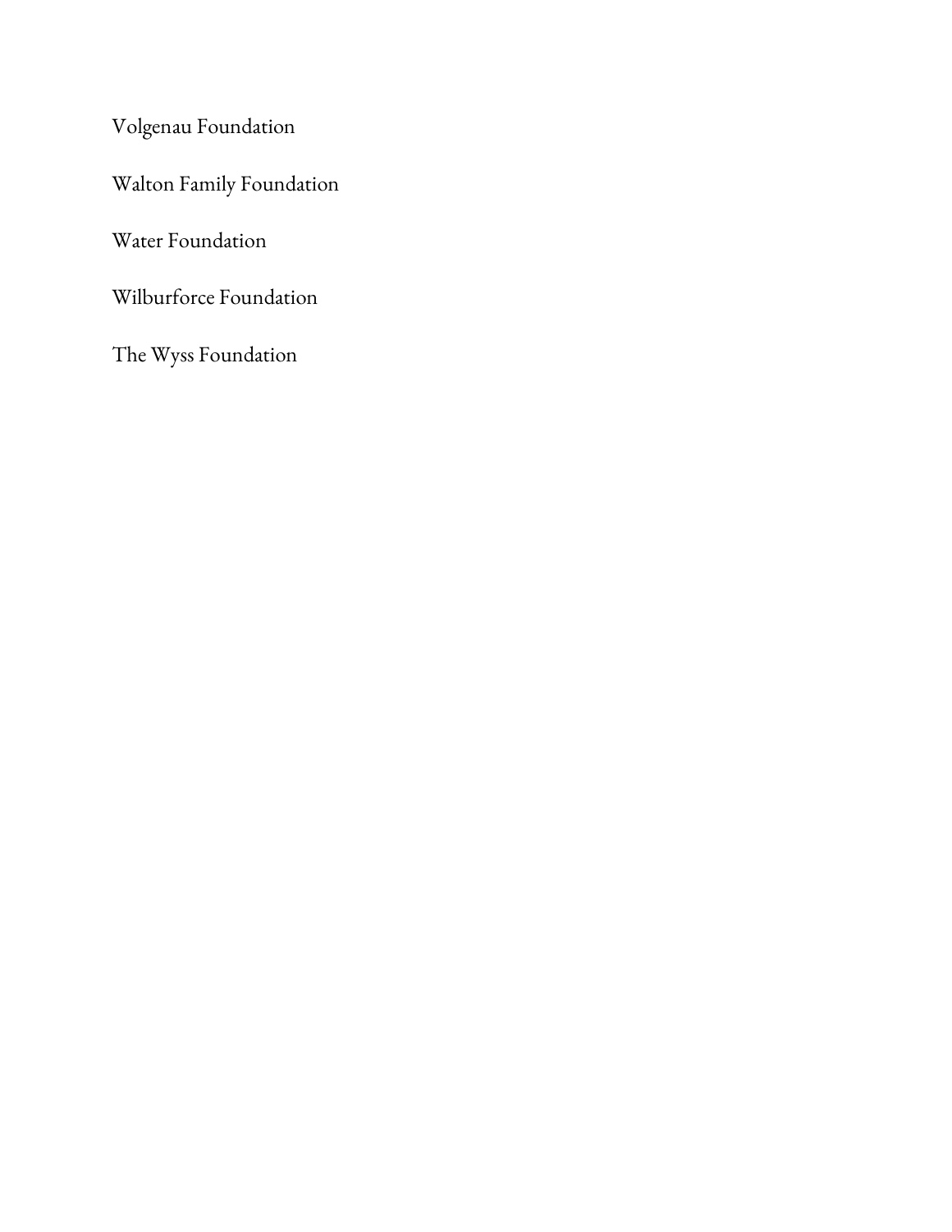Volgenau Foundation

Walton Family Foundation

Water Foundation

Wilburforce Foundation

The Wyss Foundation